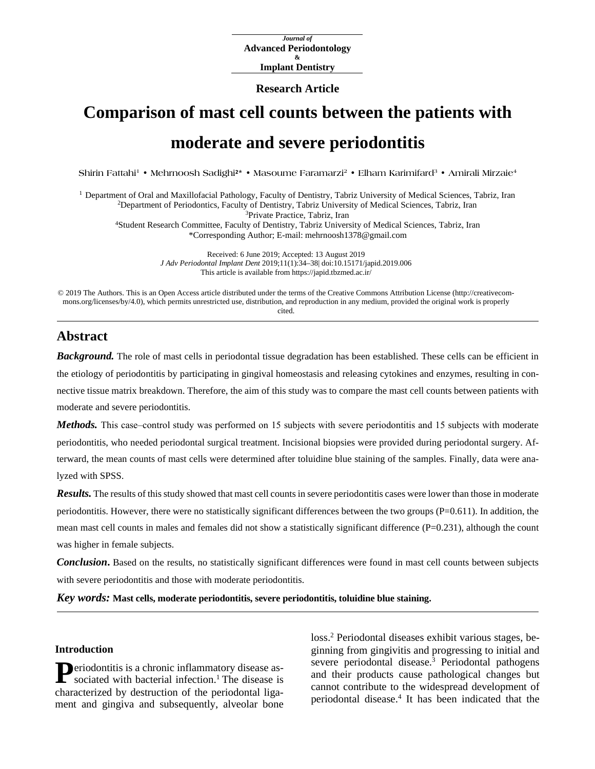Journal of
**Advanced Periodontology**
&
**Implant Dentistry**

**Research Article**

# Comparison of mast cell counts between the patients with moderate and severe periodontitis

Shirin Fattahi[1] • Mehrnoosh Sadighi[2*] • Masoume Faramarzi[2] • Elham Karimifard[3] • Amirali Mirzaie[4]

[1] Department of Oral and Maxillofacial Pathology, Faculty of Dentistry, Tabriz University of Medical Sciences, Tabriz, Iran
[2]Department of Periodontics, Faculty of Dentistry, Tabriz University of Medical Sciences, Tabriz, Iran
[3]Private Practice, Tabriz, Iran
[4]Student Research Committee, Faculty of Dentistry, Tabriz University of Medical Sciences, Tabriz, Iran
*Corresponding Author; E-mail: mehrnoosh1378@gmail.com

Received: 6 June 2019; Accepted: 13 August 2019
*J Adv Periodontal Implant Dent* 2019;11(1):34–38| doi:10.15171/japid.2019.006
This article is available from https://japid.tbzmed.ac.ir/

© 2019 The Authors. This is an Open Access article distributed under the terms of the Creative Commons Attribution License (http://creativecommons.org/licenses/by/4.0), which permits unrestricted use, distribution, and reproduction in any medium, provided the original work is properly cited.

## Abstract

***Background.*** The role of mast cells in periodontal tissue degradation has been established. These cells can be efficient in the etiology of periodontitis by participating in gingival homeostasis and releasing cytokines and enzymes, resulting in connective tissue matrix breakdown. Therefore, the aim of this study was to compare the mast cell counts between patients with moderate and severe periodontitis.

***Methods.*** This case–control study was performed on 15 subjects with severe periodontitis and 15 subjects with moderate periodontitis, who needed periodontal surgical treatment. Incisional biopsies were provided during periodontal surgery. Afterward, the mean counts of mast cells were determined after toluidine blue staining of the samples. Finally, data were analyzed with SPSS.

***Results.*** The results of this study showed that mast cell counts in severe periodontitis cases were lower than those in moderate periodontitis. However, there were no statistically significant differences between the two groups ($P=0.611$). In addition, the mean mast cell counts in males and females did not show a statistically significant difference ($P=0.231$), although the count was higher in female subjects.

***Conclusion*.** Based on the results, no statistically significant differences were found in mast cell counts between subjects with severe periodontitis and those with moderate periodontitis.

***Key words:*** **Mast cells, moderate periodontitis, severe periodontitis, toluidine blue staining.**

### Introduction

Periodontitis is a chronic inflammatory disease associated with bacterial infection.[1] The disease is characterized by destruction of the periodontal ligament and gingiva and subsequently, alveolar bone loss.[2] Periodontal diseases exhibit various stages, beginning from gingivitis and progressing to initial and severe periodontal disease.[3] Periodontal pathogens and their products cause pathological changes but cannot contribute to the widespread development of periodontal disease.[4] It has been indicated that the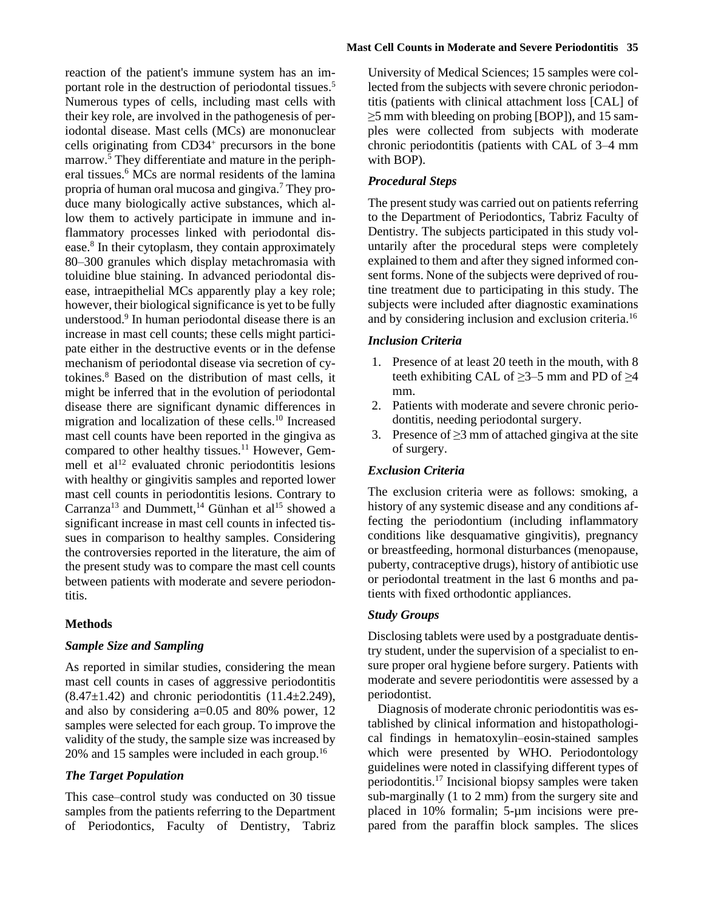reaction of the patient's immune system has an important role in the destruction of periodontal tissues.[5] Numerous types of cells, including mast cells with their key role, are involved in the pathogenesis of periodontal disease. Mast cells (MCs) are mononuclear cells originating from $CD34^+$ precursors in the bone marrow.[5] They differentiate and mature in the peripheral tissues.[6] MCs are normal residents of the lamina propria of human oral mucosa and gingiva.[7] They produce many biologically active substances, which allow them to actively participate in immune and inflammatory processes linked with periodontal disease.[8] In their cytoplasm, they contain approximately 80–300 granules which display metachromasia with toluidine blue staining. In advanced periodontal disease, intraepithelial MCs apparently play a key role; however, their biological significance is yet to be fully understood.[9] In human periodontal disease there is an increase in mast cell counts; these cells might participate either in the destructive events or in the defense mechanism of periodontal disease via secretion of cytokines.[8] Based on the distribution of mast cells, it might be inferred that in the evolution of periodontal disease there are significant dynamic differences in migration and localization of these cells.[10] Increased mast cell counts have been reported in the gingiva as compared to other healthy tissues.[11] However, Gemmell et al[12] evaluated chronic periodontitis lesions with healthy or gingivitis samples and reported lower mast cell counts in periodontitis lesions. Contrary to Carranza[13] and Dummett,[14] Günhan et al[15] showed a significant increase in mast cell counts in infected tissues in comparison to healthy samples. Considering the controversies reported in the literature, the aim of the present study was to compare the mast cell counts between patients with moderate and severe periodontitis.

## Methods

### *Sample Size and Sampling*

As reported in similar studies, considering the mean mast cell counts in cases of aggressive periodontitis (8.47±1.42) and chronic periodontitis (11.4±2.249), and also by considering a=0.05 and 80% power, 12 samples were selected for each group. To improve the validity of the study, the sample size was increased by 20% and 15 samples were included in each group.[16]

### *The Target Population*

This case–control study was conducted on 30 tissue samples from the patients referring to the Department of Periodontics, Faculty of Dentistry, Tabriz University of Medical Sciences; 15 samples were collected from the subjects with severe chronic periodontitis (patients with clinical attachment loss [CAL] of ≥5 mm with bleeding on probing [BOP]), and 15 samples were collected from subjects with moderate chronic periodontitis (patients with CAL of 3–4 mm with BOP).

### *Procedural Steps*

The present study was carried out on patients referring to the Department of Periodontics, Tabriz Faculty of Dentistry. The subjects participated in this study voluntarily after the procedural steps were completely explained to them and after they signed informed consent forms. None of the subjects were deprived of routine treatment due to participating in this study. The subjects were included after diagnostic examinations and by considering inclusion and exclusion criteria.[16]

### *Inclusion Criteria*

1. Presence of at least 20 teeth in the mouth, with 8 teeth exhibiting CAL of ≥3–5 mm and PD of ≥4 mm.
2. Patients with moderate and severe chronic periodontitis, needing periodontal surgery.
3. Presence of ≥3 mm of attached gingiva at the site of surgery.

### *Exclusion Criteria*

The exclusion criteria were as follows: smoking, a history of any systemic disease and any conditions affecting the periodontium (including inflammatory conditions like desquamative gingivitis), pregnancy or breastfeeding, hormonal disturbances (menopause, puberty, contraceptive drugs), history of antibiotic use or periodontal treatment in the last 6 months and patients with fixed orthodontic appliances.

### *Study Groups*

Disclosing tablets were used by a postgraduate dentistry student, under the supervision of a specialist to ensure proper oral hygiene before surgery. Patients with moderate and severe periodontitis were assessed by a periodontist.

Diagnosis of moderate chronic periodontitis was established by clinical information and histopathological findings in hematoxylin–eosin-stained samples which were presented by WHO. Periodontology guidelines were noted in classifying different types of periodontitis.[17] Incisional biopsy samples were taken sub-marginally (1 to 2 mm) from the surgery site and placed in 10% formalin; 5-μm incisions were prepared from the paraffin block samples. The slices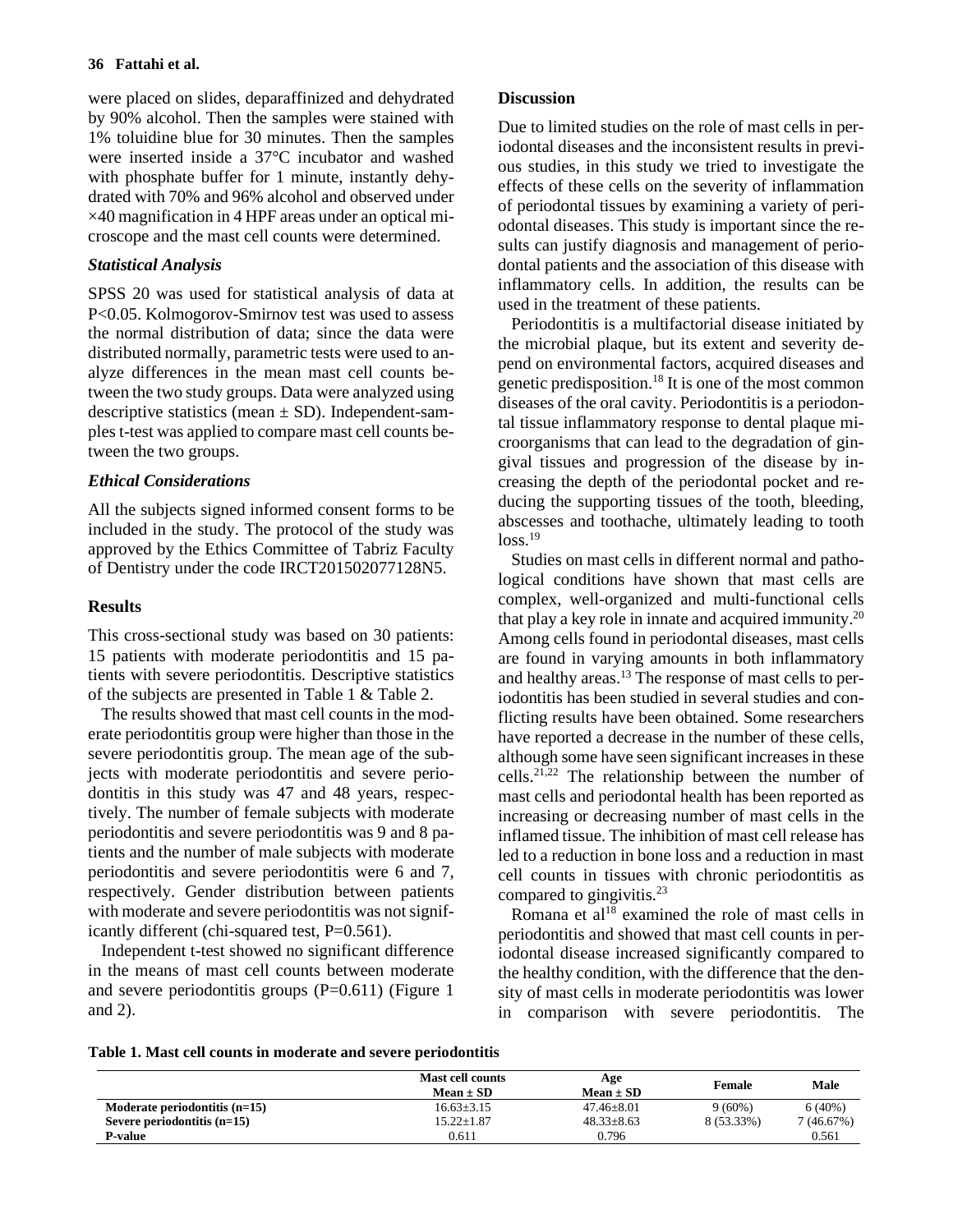were placed on slides, deparaffinized and dehydrated by 90% alcohol. Then the samples were stained with 1% toluidine blue for 30 minutes. Then the samples were inserted inside a 37°C incubator and washed with phosphate buffer for 1 minute, instantly dehydrated with 70% and 96% alcohol and observed under ×40 magnification in 4 HPF areas under an optical microscope and the mast cell counts were determined.

### *Statistical Analysis*

SPSS 20 was used for statistical analysis of data at P<0.05. Kolmogorov-Smirnov test was used to assess the normal distribution of data; since the data were distributed normally, parametric tests were used to analyze differences in the mean mast cell counts between the two study groups. Data were analyzed using descriptive statistics (mean ± SD). Independent-samples t-test was applied to compare mast cell counts between the two groups.

### *Ethical Considerations*

All the subjects signed informed consent forms to be included in the study. The protocol of the study was approved by the Ethics Committee of Tabriz Faculty of Dentistry under the code IRCT201502077128N5.

## Results

This cross-sectional study was based on 30 patients: 15 patients with moderate periodontitis and 15 patients with severe periodontitis. Descriptive statistics of the subjects are presented in Table 1 & Table 2.

The results showed that mast cell counts in the moderate periodontitis group were higher than those in the severe periodontitis group. The mean age of the subjects with moderate periodontitis and severe periodontitis in this study was 47 and 48 years, respectively. The number of female subjects with moderate periodontitis and severe periodontitis was 9 and 8 patients and the number of male subjects with moderate periodontitis and severe periodontitis were 6 and 7, respectively. Gender distribution between patients with moderate and severe periodontitis was not significantly different (chi-squared test, P=0.561).

Independent t-test showed no significant difference in the means of mast cell counts between moderate and severe periodontitis groups (P=0.611) (Figure 1 and 2).

## Discussion

Due to limited studies on the role of mast cells in periodontal diseases and the inconsistent results in previous studies, in this study we tried to investigate the effects of these cells on the severity of inflammation of periodontal tissues by examining a variety of periodontal diseases. This study is important since the results can justify diagnosis and management of periodontal patients and the association of this disease with inflammatory cells. In addition, the results can be used in the treatment of these patients.

Periodontitis is a multifactorial disease initiated by the microbial plaque, but its extent and severity depend on environmental factors, acquired diseases and genetic predisposition.[18] It is one of the most common diseases of the oral cavity. Periodontitis is a periodontal tissue inflammatory response to dental plaque microorganisms that can lead to the degradation of gingival tissues and progression of the disease by increasing the depth of the periodontal pocket and reducing the supporting tissues of the tooth, bleeding, abscesses and toothache, ultimately leading to tooth loss.[19]

Studies on mast cells in different normal and pathological conditions have shown that mast cells are complex, well-organized and multi-functional cells that play a key role in innate and acquired immunity.[20] Among cells found in periodontal diseases, mast cells are found in varying amounts in both inflammatory and healthy areas.[13] The response of mast cells to periodontitis has been studied in several studies and conflicting results have been obtained. Some researchers have reported a decrease in the number of these cells, although some have seen significant increases in these cells.[21,22] The relationship between the number of mast cells and periodontal health has been reported as increasing or decreasing number of mast cells in the inflamed tissue. The inhibition of mast cell release has led to a reduction in bone loss and a reduction in mast cell counts in tissues with chronic periodontitis as compared to gingivitis.[23]

Romana et al[18] examined the role of mast cells in periodontitis and showed that mast cell counts in periodontal disease increased significantly compared to the healthy condition, with the difference that the density of mast cells in moderate periodontitis was lower in comparison with severe periodontitis. The

**Table 1. Mast cell counts in moderate and severe periodontitis**

| | Mast cell counts Mean ± SD | Age Mean ± SD | Female | Male |
|---|---|---|---|---|
| **Moderate periodontitis (n=15)** | 16.63±3.15 | 47.46±8.01 | 9 (60%) | 6 (40%) |
| **Severe periodontitis (n=15)** | 15.22±1.87 | 48.33±8.63 | 8 (53.33%) | 7 (46.67%) |
| **P-value** | 0.611 | 0.796 | | 0.561 |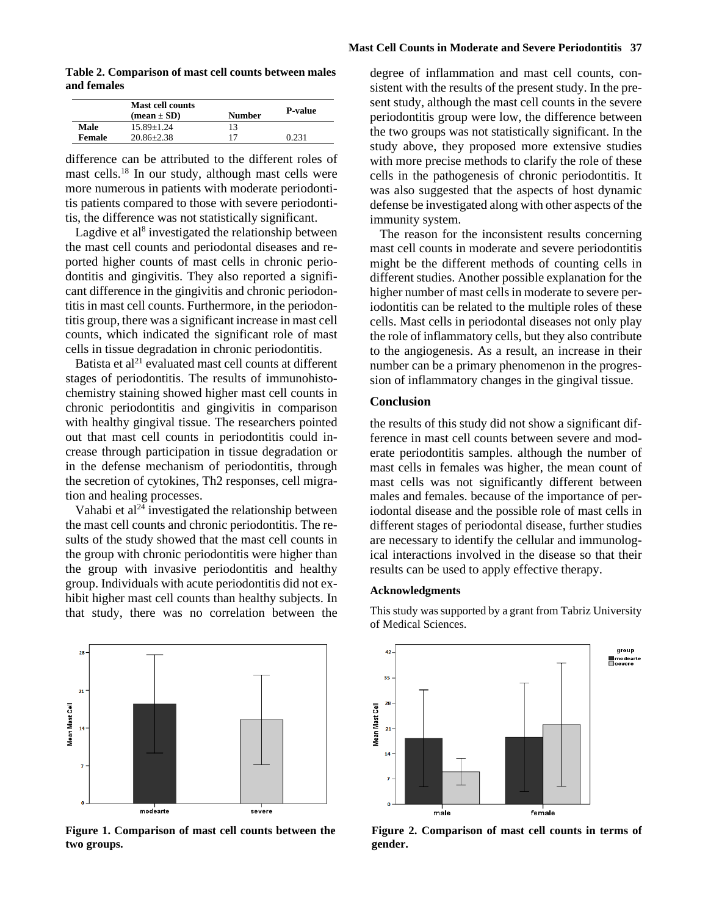**Table 2. Comparison of mast cell counts between males and females**

| | Mast cell counts (mean ± SD) | Number | P-value |
|---|---|---|---|
| **Male** | 15.89±1.24 | 13 | |
| **Female** | 20.86±2.38 | 17 | 0.231 |

difference can be attributed to the different roles of mast cells.[18] In our study, although mast cells were more numerous in patients with moderate periodontitis patients compared to those with severe periodontitis, the difference was not statistically significant.

Lagdive et al[8] investigated the relationship between the mast cell counts and periodontal diseases and reported higher counts of mast cells in chronic periodontitis and gingivitis. They also reported a significant difference in the gingivitis and chronic periodontitis in mast cell counts. Furthermore, in the periodontitis group, there was a significant increase in mast cell counts, which indicated the significant role of mast cells in tissue degradation in chronic periodontitis.

Batista et al[21] evaluated mast cell counts at different stages of periodontitis. The results of immunohistochemistry staining showed higher mast cell counts in chronic periodontitis and gingivitis in comparison with healthy gingival tissue. The researchers pointed out that mast cell counts in periodontitis could increase through participation in tissue degradation or in the defense mechanism of periodontitis, through the secretion of cytokines, Th2 responses, cell migration and healing processes.

Vahabi et al[24] investigated the relationship between the mast cell counts and chronic periodontitis. The results of the study showed that the mast cell counts in the group with chronic periodontitis were higher than the group with invasive periodontitis and healthy group. Individuals with acute periodontitis did not exhibit higher mast cell counts than healthy subjects. In that study, there was no correlation between the degree of inflammation and mast cell counts, consistent with the results of the present study. In the present study, although the mast cell counts in the severe periodontitis group were low, the difference between the two groups was not statistically significant. In the study above, they proposed more extensive studies with more precise methods to clarify the role of these cells in the pathogenesis of chronic periodontitis. It was also suggested that the aspects of host dynamic defense be investigated along with other aspects of the immunity system.

The reason for the inconsistent results concerning mast cell counts in moderate and severe periodontitis might be the different methods of counting cells in different studies. Another possible explanation for the higher number of mast cells in moderate to severe periodontitis can be related to the multiple roles of these cells. Mast cells in periodontal diseases not only play the role of inflammatory cells, but they also contribute to the angiogenesis. As a result, an increase in their number can be a primary phenomenon in the progression of inflammatory changes in the gingival tissue.

## Conclusion

the results of this study did not show a significant difference in mast cell counts between severe and moderate periodontitis samples. although the number of mast cells in females was higher, the mean count of mast cells was not significantly different between males and females. because of the importance of periodontal disease and the possible role of mast cells in different stages of periodontal disease, further studies are necessary to identify the cellular and immunological interactions involved in the disease so that their results can be used to apply effective therapy.

### Acknowledgments

This study was supported by a grant from Tabriz University of Medical Sciences.

**Figure 1. Comparison of mast cell counts between the two groups.**

**Figure 2. Comparison of mast cell counts in terms of gender.**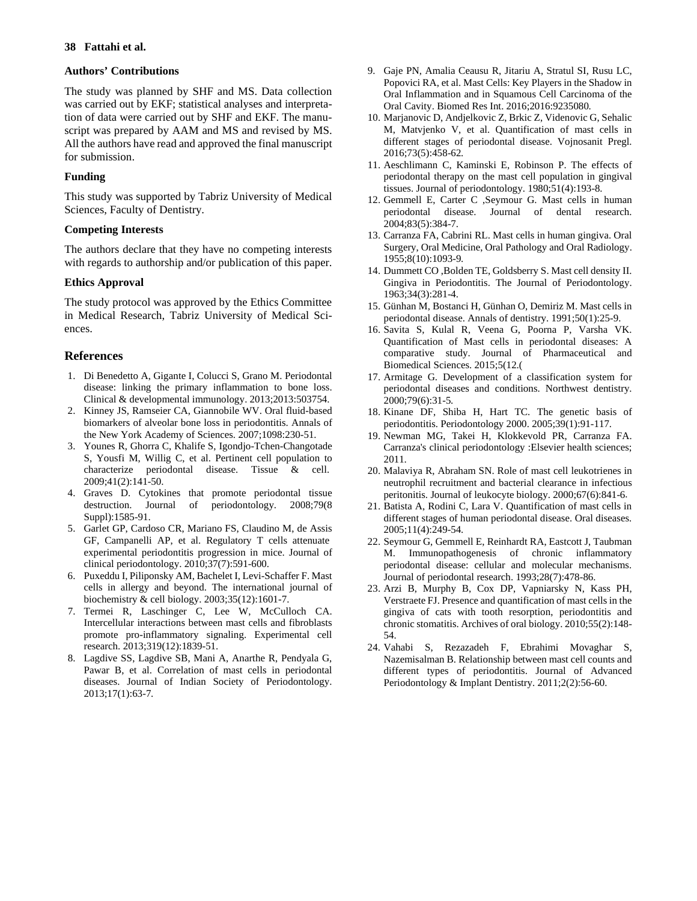### Authors' Contributions

The study was planned by SHF and MS. Data collection was carried out by EKF; statistical analyses and interpretation of data were carried out by SHF and EKF. The manuscript was prepared by AAM and MS and revised by MS. All the authors have read and approved the final manuscript for submission.

### Funding

This study was supported by Tabriz University of Medical Sciences, Faculty of Dentistry.

### Competing Interests

The authors declare that they have no competing interests with regards to authorship and/or publication of this paper.

### Ethics Approval

The study protocol was approved by the Ethics Committee in Medical Research, Tabriz University of Medical Sciences.

## References

1. Di Benedetto A, Gigante I, Colucci S, Grano M. Periodontal disease: linking the primary inflammation to bone loss. Clinical & developmental immunology. 2013;2013:503754.
2. Kinney JS, Ramseier CA, Giannobile WV. Oral fluid-based biomarkers of alveolar bone loss in periodontitis. Annals of the New York Academy of Sciences. 2007;1098:230-51.
3. Younes R, Ghorra C, Khalife S, Igondjo-Tchen-Changotade S, Yousfi M, Willig C, et al. Pertinent cell population to characterize periodontal disease. Tissue & cell. 2009;41(2):141-50.
4. Graves D. Cytokines that promote periodontal tissue destruction. Journal of periodontology. 2008;79(8 Suppl):1585-91.
5. Garlet GP, Cardoso CR, Mariano FS, Claudino M, de Assis GF, Campanelli AP, et al. Regulatory T cells attenuate experimental periodontitis progression in mice. Journal of clinical periodontology. 2010;37(7):591-600.
6. Puxeddu I, Piliponsky AM, Bachelet I, Levi-Schaffer F. Mast cells in allergy and beyond. The international journal of biochemistry & cell biology. 2003;35(12):1601-7.
7. Termei R, Laschinger C, Lee W, McCulloch CA. Intercellular interactions between mast cells and fibroblasts promote pro-inflammatory signaling. Experimental cell research. 2013;319(12):1839-51.
8. Lagdive SS, Lagdive SB, Mani A, Anarthe R, Pendyala G, Pawar B, et al. Correlation of mast cells in periodontal diseases. Journal of Indian Society of Periodontology. 2013;17(1):63-7.
9. Gaje PN, Amalia Ceausu R, Jitariu A, Stratul SI, Rusu LC, Popovici RA, et al. Mast Cells: Key Players in the Shadow in Oral Inflammation and in Squamous Cell Carcinoma of the Oral Cavity. Biomed Res Int. 2016;2016:9235080.
10. Marjanovic D, Andjelkovic Z, Brkic Z, Videnovic G, Sehalic M, Matvjenko V, et al. Quantification of mast cells in different stages of periodontal disease. Vojnosanit Pregl. 2016;73(5):458-62.
11. Aeschlimann C, Kaminski E, Robinson P. The effects of periodontal therapy on the mast cell population in gingival tissues. Journal of periodontology. 1980;51(4):193-8.
12. Gemmell E, Carter C ,Seymour G. Mast cells in human periodontal disease. Journal of dental research. 2004;83(5):384-7.
13. Carranza FA, Cabrini RL. Mast cells in human gingiva. Oral Surgery, Oral Medicine, Oral Pathology and Oral Radiology. 1955;8(10):1093-9.
14. Dummett CO ,Bolden TE, Goldsberry S. Mast cell density II. Gingiva in Periodontitis. The Journal of Periodontology. 1963;34(3):281-4.
15. Günhan M, Bostanci H, Günhan O, Demiriz M. Mast cells in periodontal disease. Annals of dentistry. 1991;50(1):25-9.
16. Savita S, Kulal R, Veena G, Poorna P, Varsha VK. Quantification of Mast cells in periodontal diseases: A comparative study. Journal of Pharmaceutical and Biomedical Sciences. 2015;5(12.(
17. Armitage G. Development of a classification system for periodontal diseases and conditions. Northwest dentistry. 2000;79(6):31-5.
18. Kinane DF, Shiba H, Hart TC. The genetic basis of periodontitis. Periodontology 2000. 2005;39(1):91-117.
19. Newman MG, Takei H, Klokkevold PR, Carranza FA. Carranza's clinical periodontology :Elsevier health sciences; 2011.
20. Malaviya R, Abraham SN. Role of mast cell leukotrienes in neutrophil recruitment and bacterial clearance in infectious peritonitis. Journal of leukocyte biology. 2000;67(6):841-6.
21. Batista A, Rodini C, Lara V. Quantification of mast cells in different stages of human periodontal disease. Oral diseases. 2005;11(4):249-54.
22. Seymour G, Gemmell E, Reinhardt RA, Eastcott J, Taubman M. Immunopathogenesis of chronic inflammatory periodontal disease: cellular and molecular mechanisms. Journal of periodontal research. 1993;28(7):478-86.
23. Arzi B, Murphy B, Cox DP, Vapniarsky N, Kass PH, Verstraete FJ. Presence and quantification of mast cells in the gingiva of cats with tooth resorption, periodontitis and chronic stomatitis. Archives of oral biology. 2010;55(2):148-54.
24. Vahabi S, Rezazadeh F, Ebrahimi Movaghar S, Nazemisalman B. Relationship between mast cell counts and different types of periodontitis. Journal of Advanced Periodontology & Implant Dentistry. 2011;2(2):56-60.